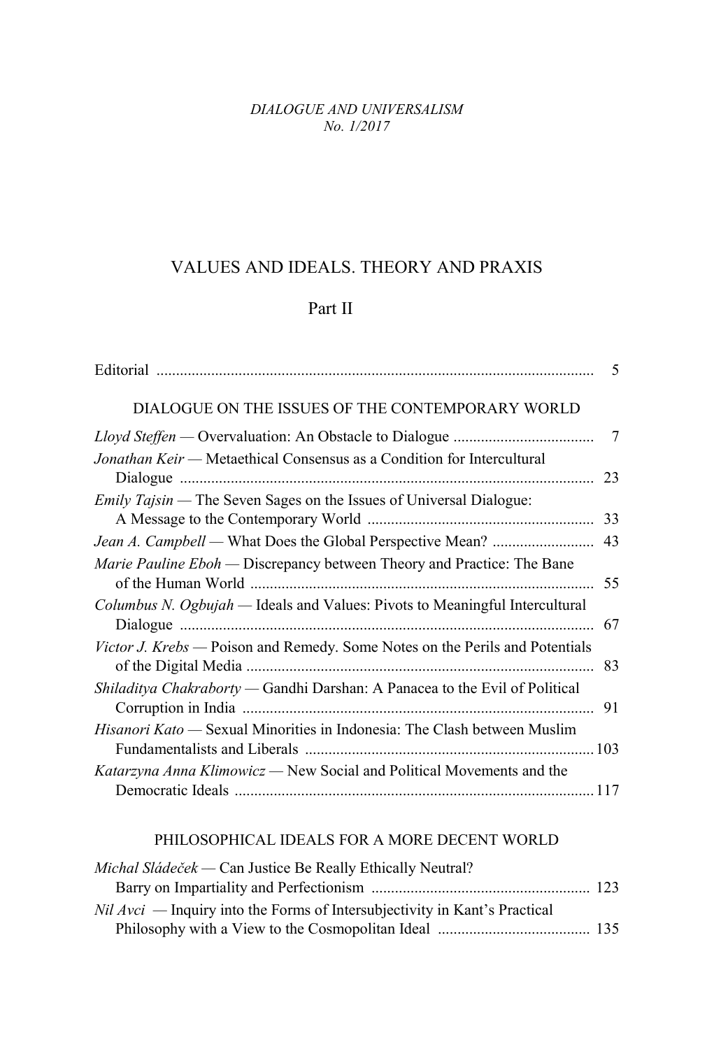*DIALOGUE AND UNIVERSALISM*
*No. 1/2017*

# VALUES AND IDEALS. THEORY AND PRAXIS

## Part II

Editorial ........................................................................................................ 5

### DIALOGUE ON THE ISSUES OF THE CONTEMPORARY WORLD

*Lloyd Steffen* — Overvaluation: An Obstacle to Dialogue .................................... 7

*Jonathan Keir* — Metaethical Consensus as a Condition for Intercultural Dialogue ........................................................................................................ 23

*Emily Tajsin* — The Seven Sages on the Issues of Universal Dialogue: A Message to the Contemporary World .......................................................... 33

*Jean A. Campbell* — What Does the Global Perspective Mean? .......................... 43

*Marie Pauline Eboh* — Discrepancy between Theory and Practice: The Bane of the Human World ........................................................................................ 55

*Columbus N. Ogbujah* — Ideals and Values: Pivots to Meaningful Intercultural Dialogue ........................................................................................................ 67

*Victor J. Krebs* — Poison and Remedy. Some Notes on the Perils and Potentials of the Digital Media ........................................................................................ 83

*Shiladitya Chakraborty* — Gandhi Darshan: A Panacea to the Evil of Political Corruption in India ........................................................................................ 91

*Hisanori Kato* — Sexual Minorities in Indonesia: The Clash between Muslim Fundamentalists and Liberals ........................................................................ 103

*Katarzyna Anna Klimowicz* — New Social and Political Movements and the Democratic Ideals ........................................................................................ 117

### PHILOSOPHICAL IDEALS FOR A MORE DECENT WORLD

*Michal Sládeček* — Can Justice Be Really Ethically Neutral? Barry on Impartiality and Perfectionism ........................................................ 123

*Nil Avci* — Inquiry into the Forms of Intersubjectivity in Kant's Practical Philosophy with a View to the Cosmopolitan Ideal ....................................... 135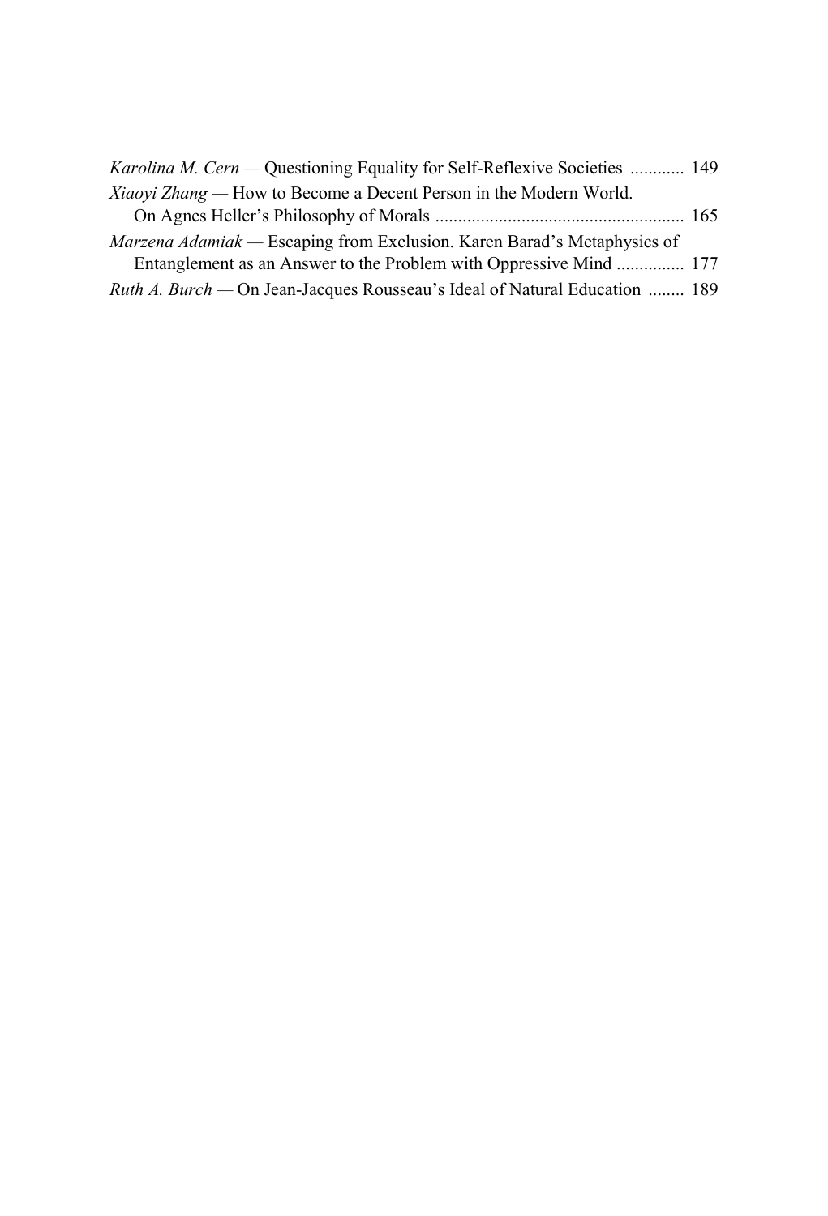*Karolina M. Cern* — Questioning Equality for Self-Reflexive Societies ............ 149

*Xiaoyi Zhang* — How to Become a Decent Person in the Modern World. On Agnes Heller's Philosophy of Morals ....................................................... 165

*Marzena Adamiak* — Escaping from Exclusion. Karen Barad's Metaphysics of Entanglement as an Answer to the Problem with Oppressive Mind ............... 177

*Ruth A. Burch* — On Jean-Jacques Rousseau's Ideal of Natural Education ........ 189